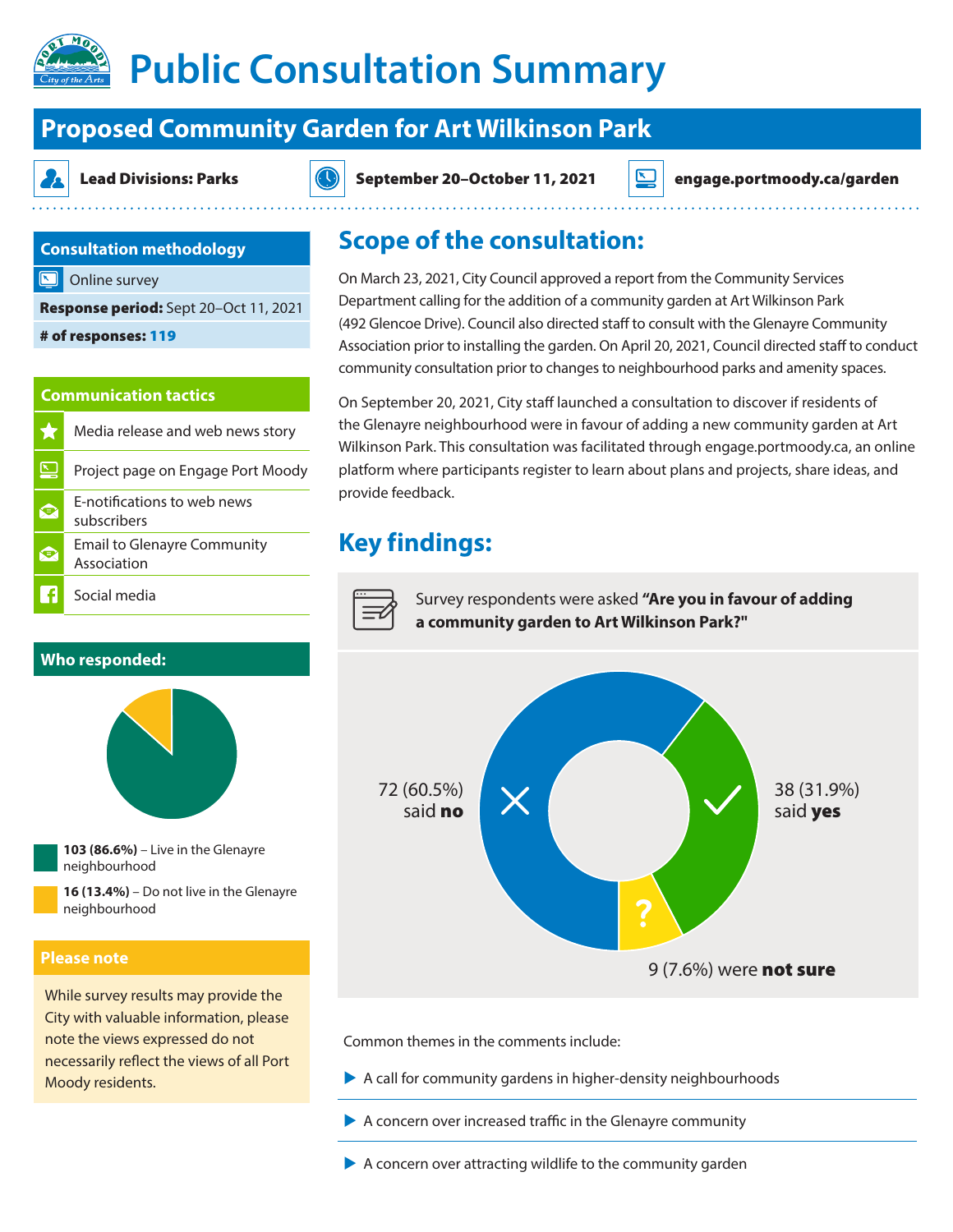# Public Consultation Summary

## Proposed Community Garden for Art Wilkinson Park

**Lead Divisions: Parks**

**September 20–October 11, 2021**

**engage.portmoody.ca/garden**

### Consultation methodology

Online survey

**Response period:** Sept 20–Oct 11, 2021

**# of responses:** **119**

### Communication tactics

- Media release and web news story
- Project page on Engage Port Moody
- E-notifications to web news subscribers
- Email to Glenayre Community Association
- Social media

### Who responded:

- **103 (86.6%)** – Live in the Glenayre neighbourhood
- **16 (13.4%)** – Do not live in the Glenayre neighbourhood

### Please note

While survey results may provide the City with valuable information, please note the views expressed do not necessarily reflect the views of all Port Moody residents.

## Scope of the consultation:

On March 23, 2021, City Council approved a report from the Community Services Department calling for the addition of a community garden at Art Wilkinson Park (492 Glencoe Drive). Council also directed staff to consult with the Glenayre Community Association prior to installing the garden. On April 20, 2021, Council directed staff to conduct community consultation prior to changes to neighbourhood parks and amenity spaces.

On September 20, 2021, City staff launched a consultation to discover if residents of the Glenayre neighbourhood were in favour of adding a new community garden at Art Wilkinson Park. This consultation was facilitated through engage.portmoody.ca, an online platform where participants register to learn about plans and projects, share ideas, and provide feedback.

## Key findings:

Survey respondents were asked **"Are you in favour of adding a community garden to Art Wilkinson Park?"**

- 72 (60.5%) said **no**
- 38 (31.9%) said **yes**
- 9 (7.6%) were **not sure**

Common themes in the comments include:

- A call for community gardens in higher-density neighbourhoods
- A concern over increased traffic in the Glenayre community
- A concern over attracting wildlife to the community garden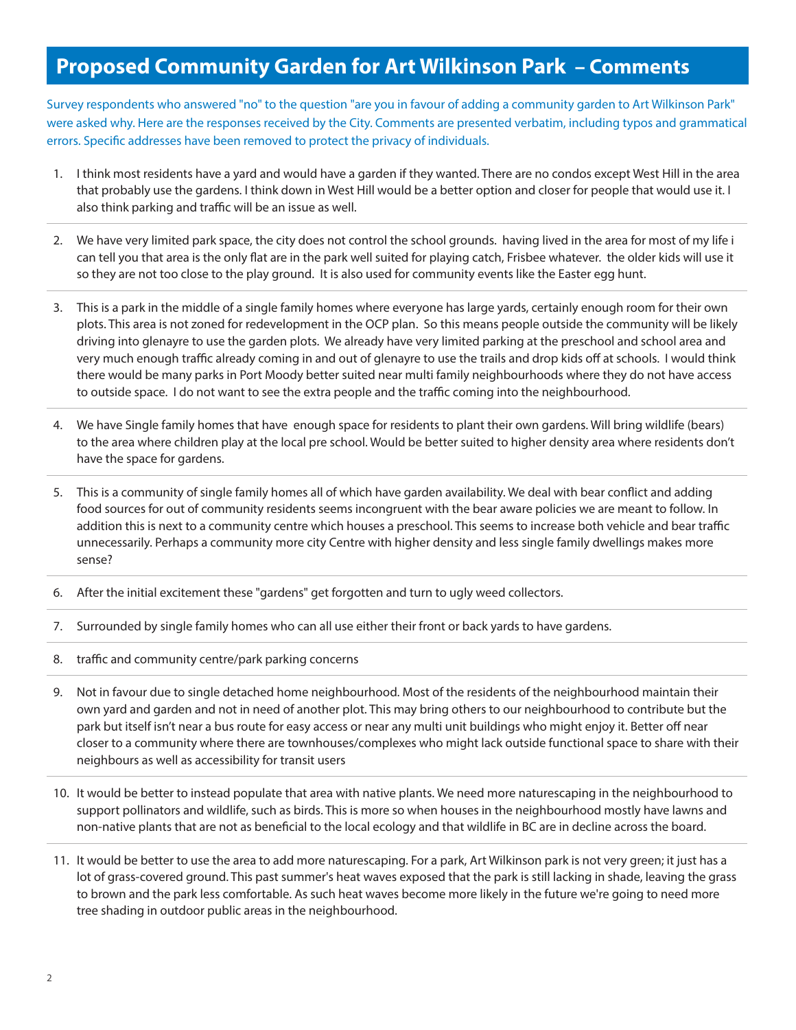# Proposed Community Garden for Art Wilkinson Park – Comments

Survey respondents who answered "no" to the question "are you in favour of adding a community garden to Art Wilkinson Park" were asked why. Here are the responses received by the City. Comments are presented verbatim, including typos and grammatical errors. Specific addresses have been removed to protect the privacy of individuals.

1. I think most residents have a yard and would have a garden if they wanted. There are no condos except West Hill in the area that probably use the gardens. I think down in West Hill would be a better option and closer for people that would use it. I also think parking and traffic will be an issue as well.

2. We have very limited park space, the city does not control the school grounds. having lived in the area for most of my life i can tell you that area is the only flat are in the park well suited for playing catch, Frisbee whatever. the older kids will use it so they are not too close to the play ground. It is also used for community events like the Easter egg hunt.

3. This is a park in the middle of a single family homes where everyone has large yards, certainly enough room for their own plots. This area is not zoned for redevelopment in the OCP plan. So this means people outside the community will be likely driving into glenayre to use the garden plots. We already have very limited parking at the preschool and school area and very much enough traffic already coming in and out of glenayre to use the trails and drop kids off at schools. I would think there would be many parks in Port Moody better suited near multi family neighbourhoods where they do not have access to outside space. I do not want to see the extra people and the traffic coming into the neighbourhood.

4. We have Single family homes that have enough space for residents to plant their own gardens. Will bring wildlife (bears) to the area where children play at the local pre school. Would be better suited to higher density area where residents don't have the space for gardens.

5. This is a community of single family homes all of which have garden availability. We deal with bear conflict and adding food sources for out of community residents seems incongruent with the bear aware policies we are meant to follow. In addition this is next to a community centre which houses a preschool. This seems to increase both vehicle and bear traffic unnecessarily. Perhaps a community more city Centre with higher density and less single family dwellings makes more sense?

6. After the initial excitement these "gardens" get forgotten and turn to ugly weed collectors.

7. Surrounded by single family homes who can all use either their front or back yards to have gardens.

8. traffic and community centre/park parking concerns

9. Not in favour due to single detached home neighbourhood. Most of the residents of the neighbourhood maintain their own yard and garden and not in need of another plot. This may bring others to our neighbourhood to contribute but the park but itself isn't near a bus route for easy access or near any multi unit buildings who might enjoy it. Better off near closer to a community where there are townhouses/complexes who might lack outside functional space to share with their neighbours as well as accessibility for transit users

10. It would be better to instead populate that area with native plants. We need more naturescaping in the neighbourhood to support pollinators and wildlife, such as birds. This is more so when houses in the neighbourhood mostly have lawns and non-native plants that are not as beneficial to the local ecology and that wildlife in BC are in decline across the board.

11. It would be better to use the area to add more naturescaping. For a park, Art Wilkinson park is not very green; it just has a lot of grass-covered ground. This past summer's heat waves exposed that the park is still lacking in shade, leaving the grass to brown and the park less comfortable. As such heat waves become more likely in the future we're going to need more tree shading in outdoor public areas in the neighbourhood.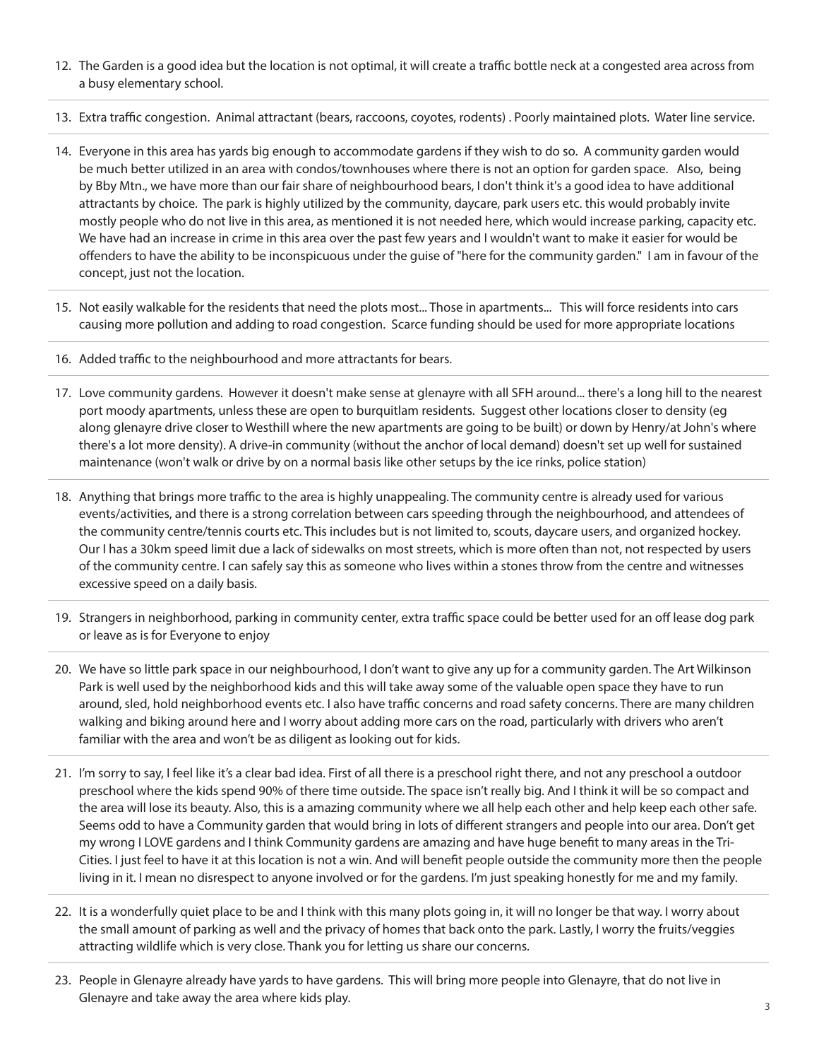12. The Garden is a good idea but the location is not optimal, it will create a traffic bottle neck at a congested area across from a busy elementary school.

13. Extra traffic congestion. Animal attractant (bears, raccoons, coyotes, rodents) . Poorly maintained plots. Water line service.

14. Everyone in this area has yards big enough to accommodate gardens if they wish to do so. A community garden would be much better utilized in an area with condos/townhouses where there is not an option for garden space. Also, being by Bby Mtn., we have more than our fair share of neighbourhood bears, I don't think it's a good idea to have additional attractants by choice. The park is highly utilized by the community, daycare, park users etc. this would probably invite mostly people who do not live in this area, as mentioned it is not needed here, which would increase parking, capacity etc. We have had an increase in crime in this area over the past few years and I wouldn't want to make it easier for would be offenders to have the ability to be inconspicuous under the guise of "here for the community garden." I am in favour of the concept, just not the location.

15. Not easily walkable for the residents that need the plots most... Those in apartments... This will force residents into cars causing more pollution and adding to road congestion. Scarce funding should be used for more appropriate locations

16. Added traffic to the neighbourhood and more attractants for bears.

17. Love community gardens. However it doesn't make sense at glenayre with all SFH around... there's a long hill to the nearest port moody apartments, unless these are open to burquitlam residents. Suggest other locations closer to density (eg along glenayre drive closer to Westhill where the new apartments are going to be built) or down by Henry/at John's where there's a lot more density). A drive-in community (without the anchor of local demand) doesn't set up well for sustained maintenance (won't walk or drive by on a normal basis like other setups by the ice rinks, police station)

18. Anything that brings more traffic to the area is highly unappealing. The community centre is already used for various events/activities, and there is a strong correlation between cars speeding through the neighbourhood, and attendees of the community centre/tennis courts etc. This includes but is not limited to, scouts, daycare users, and organized hockey. Our I has a 30km speed limit due a lack of sidewalks on most streets, which is more often than not, not respected by users of the community centre. I can safely say this as someone who lives within a stones throw from the centre and witnesses excessive speed on a daily basis.

19. Strangers in neighborhood, parking in community center, extra traffic space could be better used for an off lease dog park or leave as is for Everyone to enjoy

20. We have so little park space in our neighbourhood, I don't want to give any up for a community garden. The Art Wilkinson Park is well used by the neighborhood kids and this will take away some of the valuable open space they have to run around, sled, hold neighborhood events etc. I also have traffic concerns and road safety concerns. There are many children walking and biking around here and I worry about adding more cars on the road, particularly with drivers who aren't familiar with the area and won't be as diligent as looking out for kids.

21. I'm sorry to say, I feel like it's a clear bad idea. First of all there is a preschool right there, and not any preschool a outdoor preschool where the kids spend 90% of there time outside. The space isn't really big. And I think it will be so compact and the area will lose its beauty. Also, this is a amazing community where we all help each other and help keep each other safe. Seems odd to have a Community garden that would bring in lots of different strangers and people into our area. Don't get my wrong I LOVE gardens and I think Community gardens are amazing and have huge benefit to many areas in the Tri-Cities. I just feel to have it at this location is not a win. And will benefit people outside the community more then the people living in it. I mean no disrespect to anyone involved or for the gardens. I'm just speaking honestly for me and my family.

22. It is a wonderfully quiet place to be and I think with this many plots going in, it will no longer be that way. I worry about the small amount of parking as well and the privacy of homes that back onto the park. Lastly, I worry the fruits/veggies attracting wildlife which is very close. Thank you for letting us share our concerns.

23. People in Glenayre already have yards to have gardens. This will bring more people into Glenayre, that do not live in Glenayre and take away the area where kids play.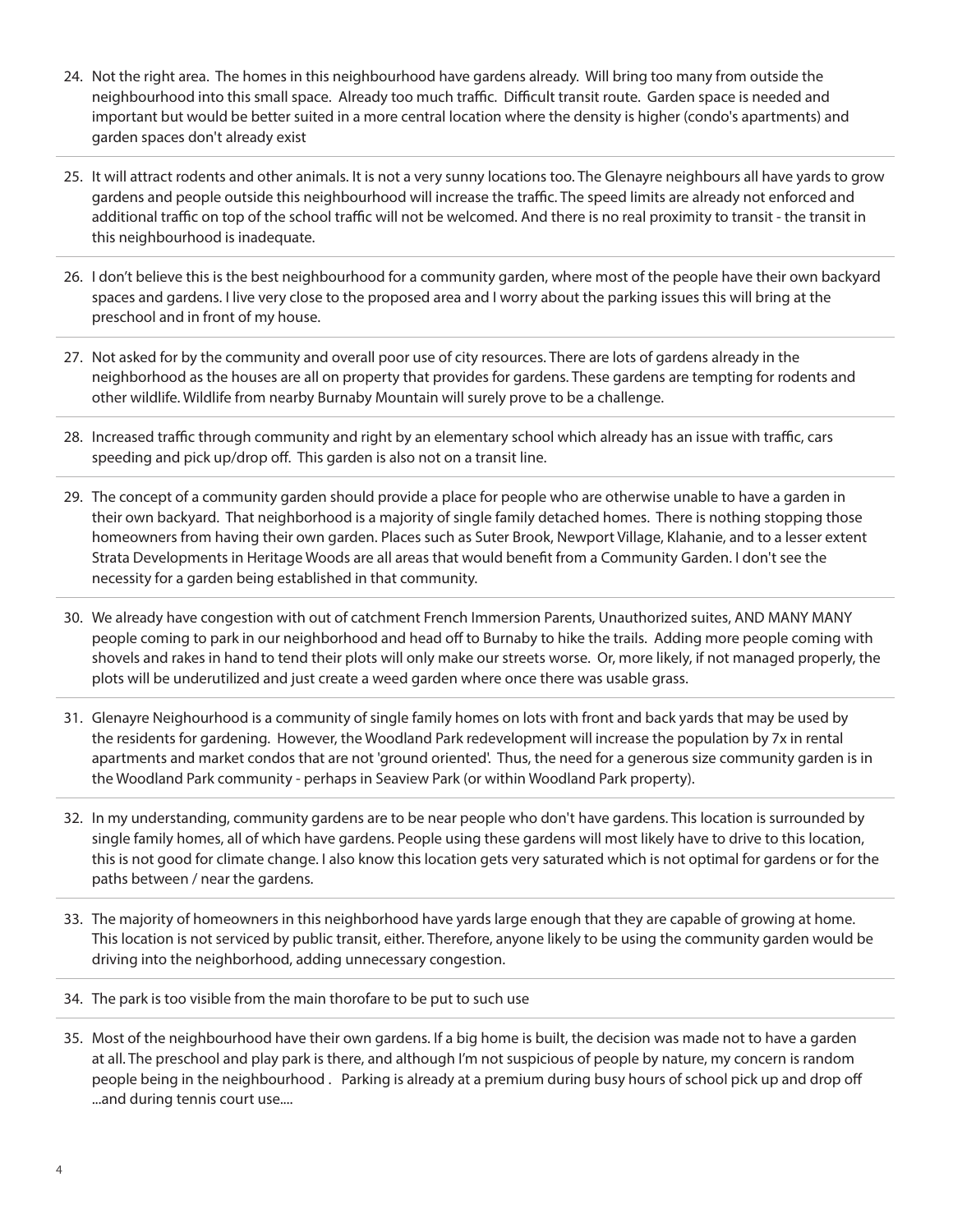24. Not the right area. The homes in this neighbourhood have gardens already. Will bring too many from outside the neighbourhood into this small space. Already too much traffic. Difficult transit route. Garden space is needed and important but would be better suited in a more central location where the density is higher (condo's apartments) and garden spaces don't already exist

25. It will attract rodents and other animals. It is not a very sunny locations too. The Glenayre neighbours all have yards to grow gardens and people outside this neighbourhood will increase the traffic. The speed limits are already not enforced and additional traffic on top of the school traffic will not be welcomed. And there is no real proximity to transit - the transit in this neighbourhood is inadequate.

26. I don't believe this is the best neighbourhood for a community garden, where most of the people have their own backyard spaces and gardens. I live very close to the proposed area and I worry about the parking issues this will bring at the preschool and in front of my house.

27. Not asked for by the community and overall poor use of city resources. There are lots of gardens already in the neighborhood as the houses are all on property that provides for gardens. These gardens are tempting for rodents and other wildlife. Wildlife from nearby Burnaby Mountain will surely prove to be a challenge.

28. Increased traffic through community and right by an elementary school which already has an issue with traffic, cars speeding and pick up/drop off. This garden is also not on a transit line.

29. The concept of a community garden should provide a place for people who are otherwise unable to have a garden in their own backyard. That neighborhood is a majority of single family detached homes. There is nothing stopping those homeowners from having their own garden. Places such as Suter Brook, Newport Village, Klahanie, and to a lesser extent Strata Developments in Heritage Woods are all areas that would benefit from a Community Garden. I don't see the necessity for a garden being established in that community.

30. We already have congestion with out of catchment French Immersion Parents, Unauthorized suites, AND MANY MANY people coming to park in our neighborhood and head off to Burnaby to hike the trails. Adding more people coming with shovels and rakes in hand to tend their plots will only make our streets worse. Or, more likely, if not managed properly, the plots will be underutilized and just create a weed garden where once there was usable grass.

31. Glenayre Neighourhood is a community of single family homes on lots with front and back yards that may be used by the residents for gardening. However, the Woodland Park redevelopment will increase the population by 7x in rental apartments and market condos that are not 'ground oriented'. Thus, the need for a generous size community garden is in the Woodland Park community - perhaps in Seaview Park (or within Woodland Park property).

32. In my understanding, community gardens are to be near people who don't have gardens. This location is surrounded by single family homes, all of which have gardens. People using these gardens will most likely have to drive to this location, this is not good for climate change. I also know this location gets very saturated which is not optimal for gardens or for the paths between / near the gardens.

33. The majority of homeowners in this neighborhood have yards large enough that they are capable of growing at home. This location is not serviced by public transit, either. Therefore, anyone likely to be using the community garden would be driving into the neighborhood, adding unnecessary congestion.

34. The park is too visible from the main thorofare to be put to such use

35. Most of the neighbourhood have their own gardens. If a big home is built, the decision was made not to have a garden at all. The preschool and play park is there, and although I'm not suspicious of people by nature, my concern is random people being in the neighbourhood . Parking is already at a premium during busy hours of school pick up and drop off ...and during tennis court use....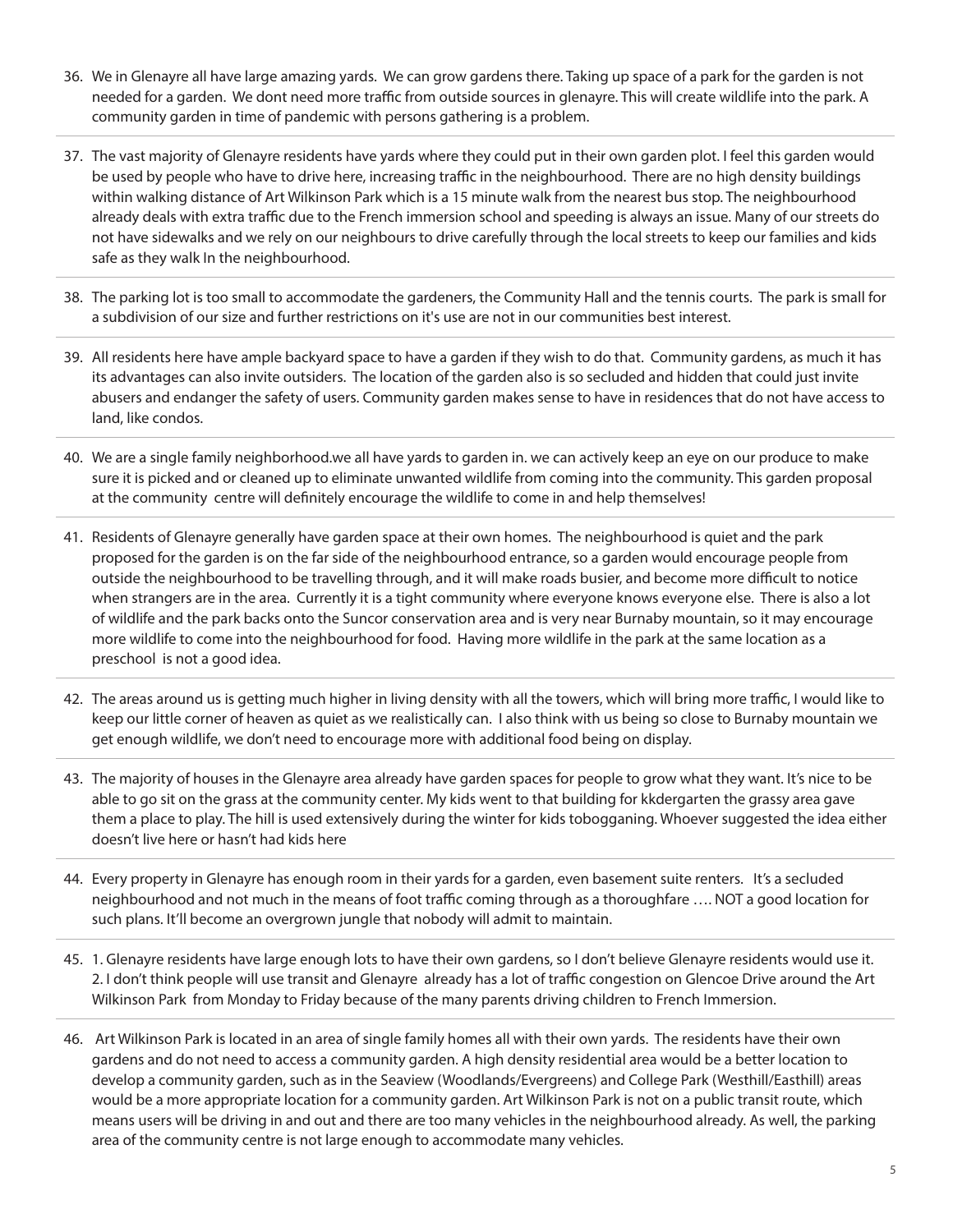36. We in Glenayre all have large amazing yards. We can grow gardens there. Taking up space of a park for the garden is not needed for a garden. We dont need more traffic from outside sources in glenayre. This will create wildlife into the park. A community garden in time of pandemic with persons gathering is a problem.

37. The vast majority of Glenayre residents have yards where they could put in their own garden plot. I feel this garden would be used by people who have to drive here, increasing traffic in the neighbourhood. There are no high density buildings within walking distance of Art Wilkinson Park which is a 15 minute walk from the nearest bus stop. The neighbourhood already deals with extra traffic due to the French immersion school and speeding is always an issue. Many of our streets do not have sidewalks and we rely on our neighbours to drive carefully through the local streets to keep our families and kids safe as they walk In the neighbourhood.

38. The parking lot is too small to accommodate the gardeners, the Community Hall and the tennis courts. The park is small for a subdivision of our size and further restrictions on it's use are not in our communities best interest.

39. All residents here have ample backyard space to have a garden if they wish to do that. Community gardens, as much it has its advantages can also invite outsiders. The location of the garden also is so secluded and hidden that could just invite abusers and endanger the safety of users. Community garden makes sense to have in residences that do not have access to land, like condos.

40. We are a single family neighborhood.we all have yards to garden in. we can actively keep an eye on our produce to make sure it is picked and or cleaned up to eliminate unwanted wildlife from coming into the community. This garden proposal at the community centre will definitely encourage the wildlife to come in and help themselves!

41. Residents of Glenayre generally have garden space at their own homes. The neighbourhood is quiet and the park proposed for the garden is on the far side of the neighbourhood entrance, so a garden would encourage people from outside the neighbourhood to be travelling through, and it will make roads busier, and become more difficult to notice when strangers are in the area. Currently it is a tight community where everyone knows everyone else. There is also a lot of wildlife and the park backs onto the Suncor conservation area and is very near Burnaby mountain, so it may encourage more wildlife to come into the neighbourhood for food. Having more wildlife in the park at the same location as a preschool is not a good idea.

42. The areas around us is getting much higher in living density with all the towers, which will bring more traffic, I would like to keep our little corner of heaven as quiet as we realistically can. I also think with us being so close to Burnaby mountain we get enough wildlife, we don't need to encourage more with additional food being on display.

43. The majority of houses in the Glenayre area already have garden spaces for people to grow what they want. It's nice to be able to go sit on the grass at the community center. My kids went to that building for kkdergarten the grassy area gave them a place to play. The hill is used extensively during the winter for kids tobogganing. Whoever suggested the idea either doesn't live here or hasn't had kids here

44. Every property in Glenayre has enough room in their yards for a garden, even basement suite renters. It's a secluded neighbourhood and not much in the means of foot traffic coming through as a thoroughfare …. NOT a good location for such plans. It'll become an overgrown jungle that nobody will admit to maintain.

45. 1. Glenayre residents have large enough lots to have their own gardens, so I don't believe Glenayre residents would use it. 2. I don't think people will use transit and Glenayre already has a lot of traffic congestion on Glencoe Drive around the Art Wilkinson Park from Monday to Friday because of the many parents driving children to French Immersion.

46. Art Wilkinson Park is located in an area of single family homes all with their own yards. The residents have their own gardens and do not need to access a community garden. A high density residential area would be a better location to develop a community garden, such as in the Seaview (Woodlands/Evergreens) and College Park (Westhill/Easthill) areas would be a more appropriate location for a community garden. Art Wilkinson Park is not on a public transit route, which means users will be driving in and out and there are too many vehicles in the neighbourhood already. As well, the parking area of the community centre is not large enough to accommodate many vehicles.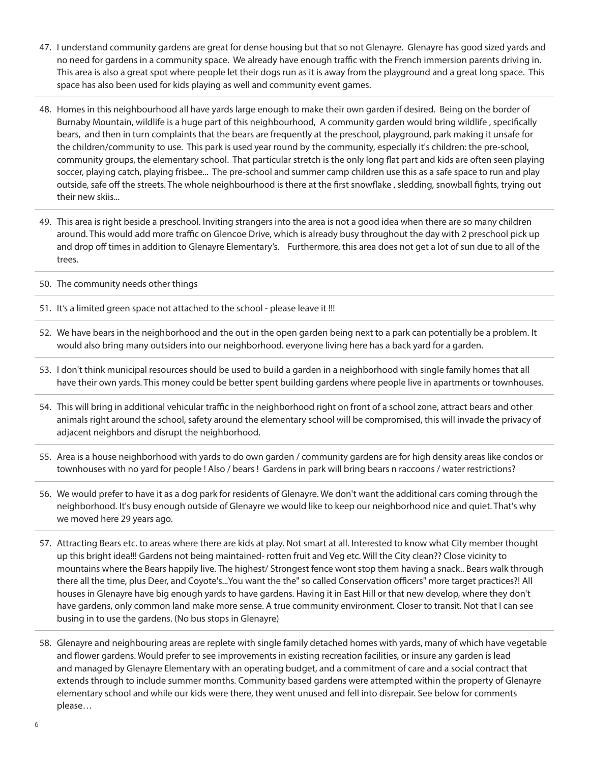47. I understand community gardens are great for dense housing but that so not Glenayre. Glenayre has good sized yards and no need for gardens in a community space. We already have enough traffic with the French immersion parents driving in. This area is also a great spot where people let their dogs run as it is away from the playground and a great long space. This space has also been used for kids playing as well and community event games.

48. Homes in this neighbourhood all have yards large enough to make their own garden if desired. Being on the border of Burnaby Mountain, wildlife is a huge part of this neighbourhood, A community garden would bring wildlife , specifically bears, and then in turn complaints that the bears are frequently at the preschool, playground, park making it unsafe for the children/community to use. This park is used year round by the community, especially it's children: the pre-school, community groups, the elementary school. That particular stretch is the only long flat part and kids are often seen playing soccer, playing catch, playing frisbee... The pre-school and summer camp children use this as a safe space to run and play outside, safe off the streets. The whole neighbourhood is there at the first snowflake , sledding, snowball fights, trying out their new skiis...

49. This area is right beside a preschool. Inviting strangers into the area is not a good idea when there are so many children around. This would add more traffic on Glencoe Drive, which is already busy throughout the day with 2 preschool pick up and drop off times in addition to Glenayre Elementary's. Furthermore, this area does not get a lot of sun due to all of the trees.

50. The community needs other things

51. It's a limited green space not attached to the school - please leave it !!!

52. We have bears in the neighborhood and the out in the open garden being next to a park can potentially be a problem. It would also bring many outsiders into our neighborhood. everyone living here has a back yard for a garden.

53. I don't think municipal resources should be used to build a garden in a neighborhood with single family homes that all have their own yards. This money could be better spent building gardens where people live in apartments or townhouses.

54. This will bring in additional vehicular traffic in the neighborhood right on front of a school zone, attract bears and other animals right around the school, safety around the elementary school will be compromised, this will invade the privacy of adjacent neighbors and disrupt the neighborhood.

55. Area is a house neighborhood with yards to do own garden / community gardens are for high density areas like condos or townhouses with no yard for people ! Also / bears ! Gardens in park will bring bears n raccoons / water restrictions?

56. We would prefer to have it as a dog park for residents of Glenayre. We don't want the additional cars coming through the neighborhood. It's busy enough outside of Glenayre we would like to keep our neighborhood nice and quiet. That's why we moved here 29 years ago.

57. Attracting Bears etc. to areas where there are kids at play. Not smart at all. Interested to know what City member thought up this bright idea!!! Gardens not being maintained- rotten fruit and Veg etc. Will the City clean?? Close vicinity to mountains where the Bears happily live. The highest/ Strongest fence wont stop them having a snack.. Bears walk through there all the time, plus Deer, and Coyote's...You want the the" so called Conservation officers" more target practices?! All houses in Glenayre have big enough yards to have gardens. Having it in East Hill or that new develop, where they don't have gardens, only common land make more sense. A true community environment. Closer to transit. Not that I can see busing in to use the gardens. (No bus stops in Glenayre)

58. Glenayre and neighbouring areas are replete with single family detached homes with yards, many of which have vegetable and flower gardens. Would prefer to see improvements in existing recreation facilities, or insure any garden is lead and managed by Glenayre Elementary with an operating budget, and a commitment of care and a social contract that extends through to include summer months. Community based gardens were attempted within the property of Glenayre elementary school and while our kids were there, they went unused and fell into disrepair. See below for comments please…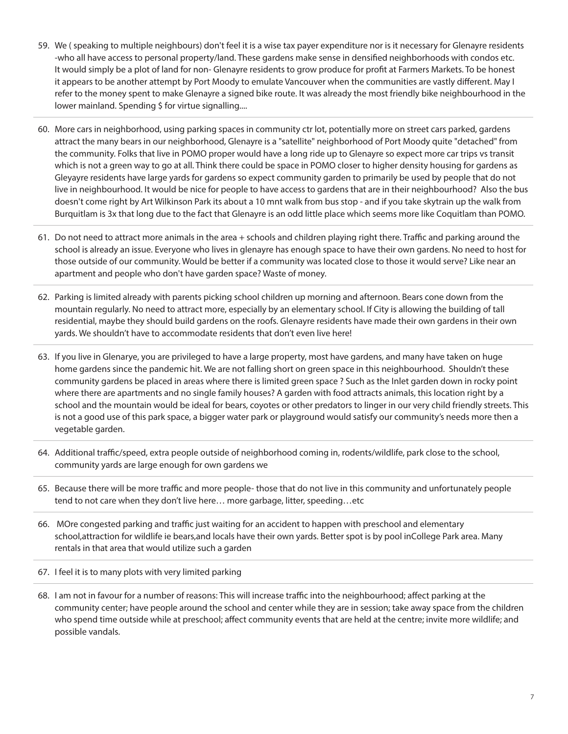59. We ( speaking to multiple neighbours) don't feel it is a wise tax payer expenditure nor is it necessary for Glenayre residents -who all have access to personal popery/land. These gardens make sense in densified neighborhoods with condos etc. It would simply be a plot of land for non- Glenayre residents to grow produce for profit at Farmers Markets. To be honest it appears to be another attempt by Port Moody to emulate Vancouver when the communities are vastly different. May I refer to the money spent to make Glenayre a signed bike route. It was already the most friendly bike neighbourhood in the lower mainland. Spending $ for virtue signalling....

60. More cars in neighborhood, using parking spaces in community ctr lot, potentially more on street cars parked, gardens attract the many bears in our neighborhood, Glenayre is a "satellite" neighborhood of Port Moody quite "detached" from the community. Folks that live in POMO proper would have a long ride up to Glenayre so expect more car trips vs transit which is not a green way to go at all. Think there could be space in POMO closer to higher density housing for gardens as Gleyayre residents have large yards for gardens so expect community garden to primarily be used by people that do not live in neighbourhood. It would be nice for people to have access to gardens that are in their neighbourhood? Also the bus doesn't come right by Art Wilkinson Park its about a 10 mnt walk from bus stop - and if you take skytrain up the walk from Burquitlam is 3x that long due to the fact that Glenayre is an odd little place which seems more like Coquitlam than POMO.

61. Do not need to attract more animals in the area + schools and children playing right there. Traffic and parking around the school is already an issue. Everyone who lives in glenayre has enough space to have their own gardens. No need to host for those outside of our community. Would be better if a community was located close to those it would serve? Like near an apartment and people who don't have garden space? Waste of money.

62. Parking is limited already with parents picking school children up morning and afternoon. Bears cone down from the mountain regularly. No need to attract more, especially by an elementary school. If City is allowing the building of tall residential, maybe they should build gardens on the roofs. Glenayre residents have made their own gardens in their own yards. We shouldn't have to accommodate residents that don't even live here!

63. If you live in Glenarye, you are privileged to have a large property, most have gardens, and many have taken on huge home gardens since the pandemic hit. We are not falling short on green space in this neighbourhood. Shouldn't these community gardens be placed in areas where there is limited green space ? Such as the Inlet garden down in rocky point where there are apartments and no single family houses? A garden with food attracts animals, this location right by a school and the mountain would be ideal for bears, coyotes or other predators to linger in our very child friendly streets. This is not a good use of this park space, a bigger water park or playground would satisfy our community's needs more then a vegetable garden.

64. Additional traffic/speed, extra people outside of neighborhood coming in, rodents/wildlife, park close to the school, community yards are large enough for own gardens we

65. Because there will be more traffic and more people- those that do not live in this community and unfortunately people tend to not care when they don't live here… more garbage, litter, speeding…etc

66. MOre congested parking and traffic just waiting for an accident to happen with preschool and elementary school,attraction for wildlife ie bears,and locals have their own yards. Better spot is by pool inCollege Park area. Many rentals in that area that would utilize such a garden

67. I feel it is to many plots with very limited parking

68. I am not in favour for a number of reasons: This will increase traffic into the neighbourhood; affect parking at the community center; have people around the school and center while they are in session; take away space from the children who spend time outside while at preschool; affect community events that are held at the centre; invite more wildlife; and possible vandals.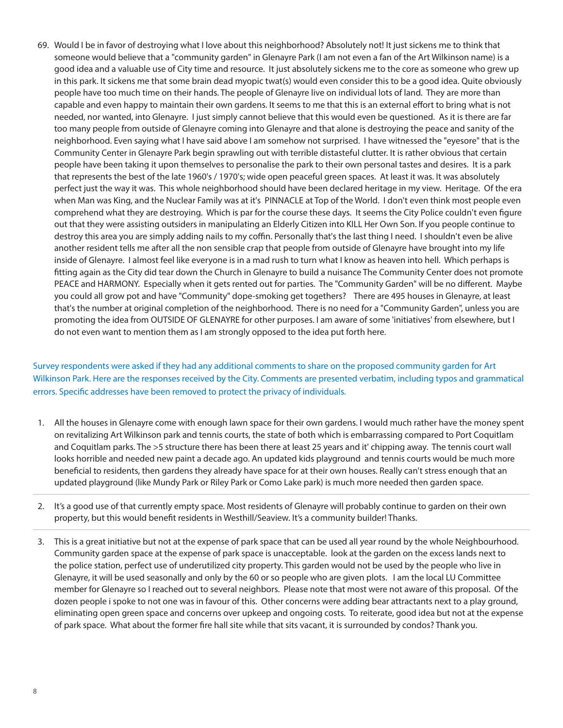69. Would I be in favor of destroying what I love about this neighborhood? Absolutely not! It just sickens me to think that someone would believe that a "community garden" in Glenayre Park (I am not even a fan of the Art Wilkinson name) is a good idea and a valuable use of City time and resource. It just absolutely sickens me to the core as someone who grew up in this park. It sickens me that some brain dead myopic twat(s) would even consider this to be a good idea. Quite obviously people have too much time on their hands. The people of Glenayre live on individual lots of land. They are more than capable and even happy to maintain their own gardens. It seems to me that this is an external effort to bring what is not needed, nor wanted, into Glenayre. I just simply cannot believe that this would even be questioned. As it is there are far too many people from outside of Glenayre coming into Glenayre and that alone is destroying the peace and sanity of the neighborhood. Even saying what I have said above I am somehow not surprised. I have witnessed the "eyesore" that is the Community Center in Glenayre Park begin sprawling out with terrible distasteful clutter. It is rather obvious that certain people have been taking it upon themselves to personalise the park to their own personal tastes and desires. It is a park that represents the best of the late 1960's / 1970's; wide open peaceful green spaces. At least it was. It was absolutely perfect just the way it was. This whole neighborhood should have been declared heritage in my view. Heritage. Of the era when Man was King, and the Nuclear Family was at it's PINNACLE at Top of the World. I don't even think most people even comprehend what they are destroying. Which is par for the course these days. It seems the City Police couldn't even figure out that they were assisting outsiders in manipulating an Elderly Citizen into KILL Her Own Son. If you people continue to destroy this area you are simply adding nails to my coffin. Personally that's the last thing I need. I shouldn't even be alive another resident tells me after all the non sensible crap that people from outside of Glenayre have brought into my life inside of Glenayre. I almost feel like everyone is in a mad rush to turn what I know as heaven into hell. Which perhaps is fitting again as the City did tear down the Church in Glenayre to build a nuisance The Community Center does not promote PEACE and HARMONY. Especially when it gets rented out for parties. The "Community Garden" will be no different. Maybe you could all grow pot and have "Community" dope-smoking get togethers? There are 495 houses in Glenayre, at least that's the number at original completion of the neighborhood. There is no need for a "Community Garden", unless you are promoting the idea from OUTSIDE OF GLENAYRE for other purposes. I am aware of some 'initiatives' from elsewhere, but I do not even want to mention them as I am strongly opposed to the idea put forth here.

Survey respondents were asked if they had any additional comments to share on the proposed community garden for Art Wilkinson Park. Here are the responses received by the City. Comments are presented verbatim, including typos and grammatical errors. Specific addresses have been removed to protect the privacy of individuals.

1. All the houses in Glenayre come with enough lawn space for their own gardens. I would much rather have the money spent on revitalizing Art Wilkinson park and tennis courts, the state of both which is embarrassing compared to Port Coquitlam and Coquitlam parks. The >5 structure there has been there at least 25 years and it' chipping away. The tennis court wall looks horrible and needed new paint a decade ago. An updated kids playground and tennis courts would be much more beneficial to residents, then gardens they already have space for at their own houses. Really can't stress enough that an updated playground (like Mundy Park or Riley Park or Como Lake park) is much more needed then garden space.

2. It's a good use of that currently empty space. Most residents of Glenayre will probably continue to garden on their own property, but this would benefit residents in Westhill/Seaview. It's a community builder! Thanks.

3. This is a great initiative but not at the expense of park space that can be used all year round by the whole Neighbourhood. Community garden space at the expense of park space is unacceptable. look at the garden on the excess lands next to the police station, perfect use of underutilized city property. This garden would not be used by the people who live in Glenayre, it will be used seasonally and only by the 60 or so people who are given plots. I am the local LU Committee member for Glenayre so I reached out to several neighbors. Please note that most were not aware of this proposal. Of the dozen people i spoke to not one was in favour of this. Other concerns were adding bear attractants next to a play ground, eliminating open green space and concerns over upkeep and ongoing costs. To reiterate, good idea but not at the expense of park space. What about the former fire hall site while that sits vacant, it is surrounded by condos? Thank you.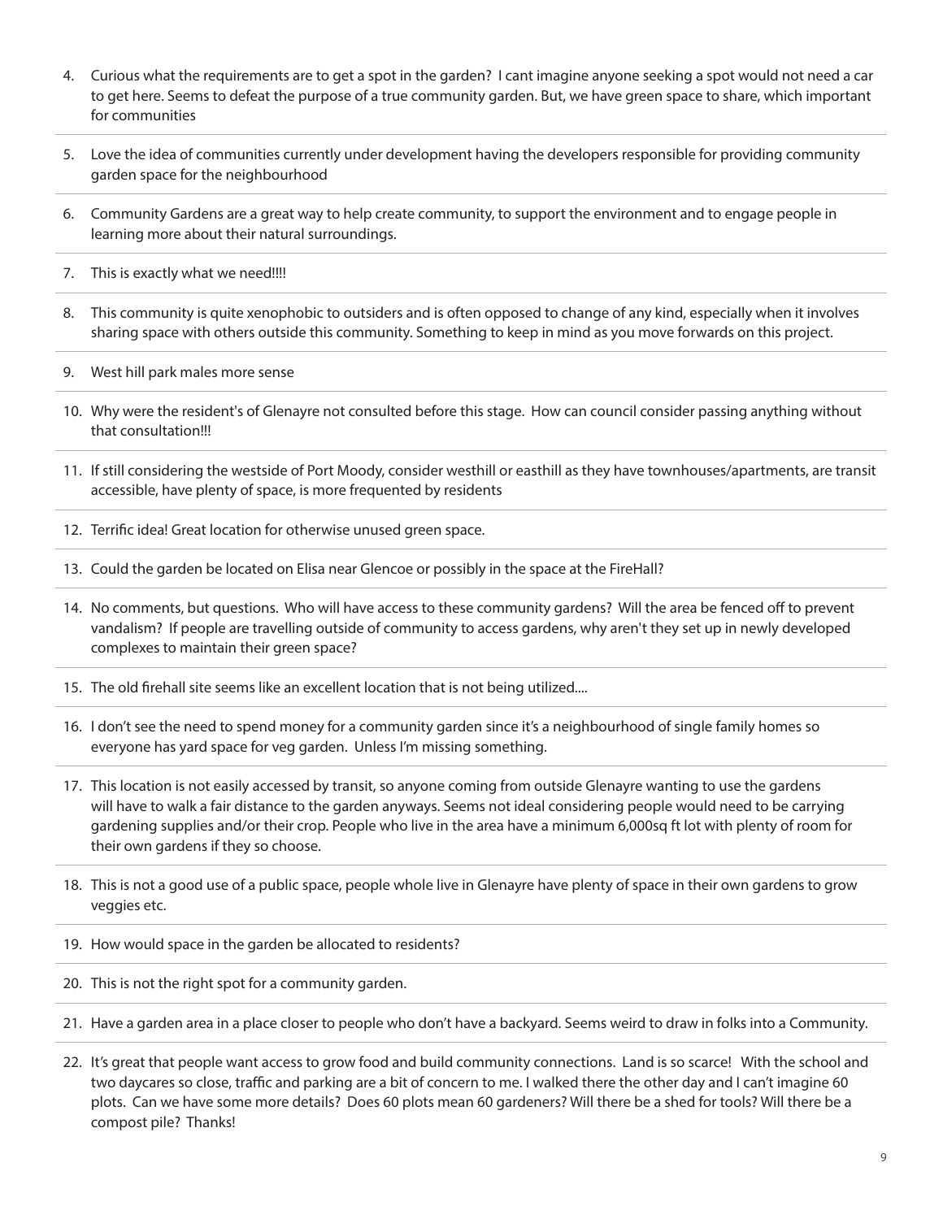4. Curious what the requirements are to get a spot in the garden? I cant imagine anyone seeking a spot would not need a car to get here. Seems to defeat the purpose of a true community garden. But, we have green space to share, which important for communities

5. Love the idea of communities currently under development having the developers responsible for providing community garden space for the neighbourhood

6. Community Gardens are a great way to help create community, to support the environment and to engage people in learning more about their natural surroundings.

7. This is exactly what we need!!!!

8. This community is quite xenophobic to outsiders and is often opposed to change of any kind, especially when it involves sharing space with others outside this community. Something to keep in mind as you move forwards on this project.

9. West hill park males more sense

10. Why were the resident's of Glenayre not consulted before this stage. How can council consider passing anything without that consultation!!!

11. If still considering the westside of Port Moody, consider westhill or easthill as they have townhouses/apartments, are transit accessible, have plenty of space, is more frequented by residents

12. Terrific idea! Great location for otherwise unused green space.

13. Could the garden be located on Elisa near Glencoe or possibly in the space at the FireHall?

14. No comments, but questions. Who will have access to these community gardens? Will the area be fenced off to prevent vandalism? If people are travelling outside of community to access gardens, why aren't they set up in newly developed complexes to maintain their green space?

15. The old firehall site seems like an excellent location that is not being utilized....

16. I don't see the need to spend money for a community garden since it's a neighbourhood of single family homes so everyone has yard space for veg garden. Unless I'm missing something.

17. This location is not easily accessed by transit, so anyone coming from outside Glenayre wanting to use the gardens will have to walk a fair distance to the garden anyways. Seems not ideal considering people would need to be carrying gardening supplies and/or their crop. People who live in the area have a minimum 6,000sq ft lot with plenty of room for their own gardens if they so choose.

18. This is not a good use of a public space, people whole live in Glenayre have plenty of space in their own gardens to grow veggies etc.

19. How would space in the garden be allocated to residents?

20. This is not the right spot for a community garden.

21. Have a garden area in a place closer to people who don't have a backyard. Seems weird to draw in folks into a Community.

22. It's great that people want access to grow food and build community connections. Land is so scarce! With the school and two daycares so close, traffic and parking are a bit of concern to me. I walked there the other day and I can't imagine 60 plots. Can we have some more details? Does 60 plots mean 60 gardeners? Will there be a shed for tools? Will there be a compost pile? Thanks!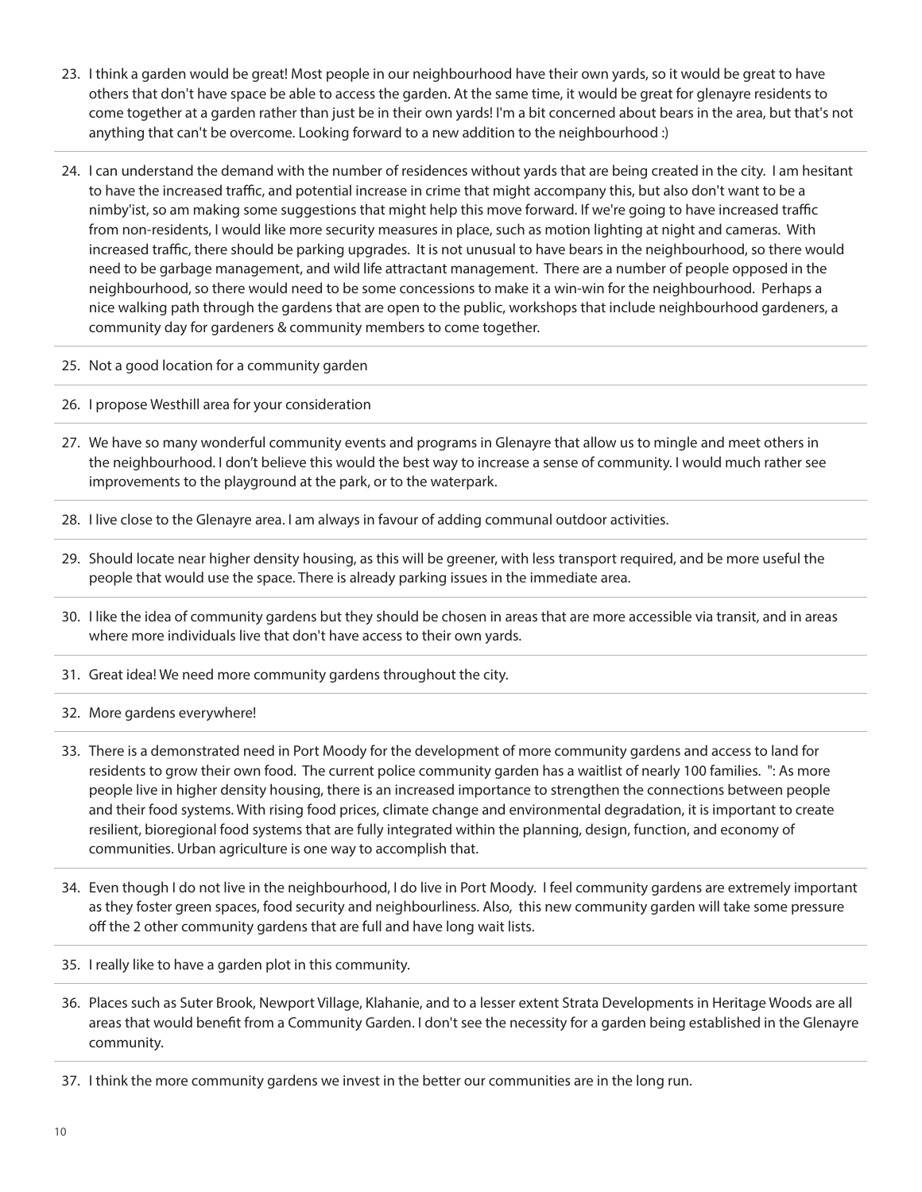23. I think a garden would be great! Most people in our neighbourhood have their own yards, so it would be great to have others that don't have space be able to access the garden. At the same time, it would be great for glenayre residents to come together at a garden rather than just be in their own yards! I'm a bit concerned about bears in the area, but that's not anything that can't be overcome. Looking forward to a new addition to the neighbourhood :)

24. I can understand the demand with the number of residences without yards that are being created in the city. I am hesitant to have the increased traffic, and potential increase in crime that might accompany this, but also don't want to be a nimby'ist, so am making some suggestions that might help this move forward. If we're going to have increased traffic from non-residents, I would like more security measures in place, such as motion lighting at night and cameras. With increased traffic, there should be parking upgrades. It is not unusual to have bears in the neighbourhood, so there would need to be garbage management, and wild life attractant management. There are a number of people opposed in the neighbourhood, so there would need to be some concessions to make it a win-win for the neighbourhood. Perhaps a nice walking path through the gardens that are open to the public, workshops that include neighbourhood gardeners, a community day for gardeners & community members to come together.

25. Not a good location for a community garden

26. I propose Westhill area for your consideration

27. We have so many wonderful community events and programs in Glenayre that allow us to mingle and meet others in the neighbourhood. I don't believe this would the best way to increase a sense of community. I would much rather see improvements to the playground at the park, or to the waterpark.

28. I live close to the Glenayre area. I am always in favour of adding communal outdoor activities.

29. Should locate near higher density housing, as this will be greener, with less transport required, and be more useful the people that would use the space. There is already parking issues in the immediate area.

30. I like the idea of community gardens but they should be chosen in areas that are more accessible via transit, and in areas where more individuals live that don't have access to their own yards.

31. Great idea! We need more community gardens throughout the city.

32. More gardens everywhere!

33. There is a demonstrated need in Port Moody for the development of more community gardens and access to land for residents to grow their own food. The current police community garden has a waitlist of nearly 100 families. ": As more people live in higher density housing, there is an increased importance to strengthen the connections between people and their food systems. With rising food prices, climate change and environmental degradation, it is important to create resilient, bioregional food systems that are fully integrated within the planning, design, function, and economy of communities. Urban agriculture is one way to accomplish that.

34. Even though I do not live in the neighbourhood, I do live in Port Moody. I feel community gardens are extremely important as they foster green spaces, food security and neighbourliness. Also, this new community garden will take some pressure off the 2 other community gardens that are full and have long wait lists.

35. I really like to have a garden plot in this community.

36. Places such as Suter Brook, Newport Village, Klahanie, and to a lesser extent Strata Developments in Heritage Woods are all areas that would benefit from a Community Garden. I don't see the necessity for a garden being established in the Glenayre community.

37. I think the more community gardens we invest in the better our communities are in the long run.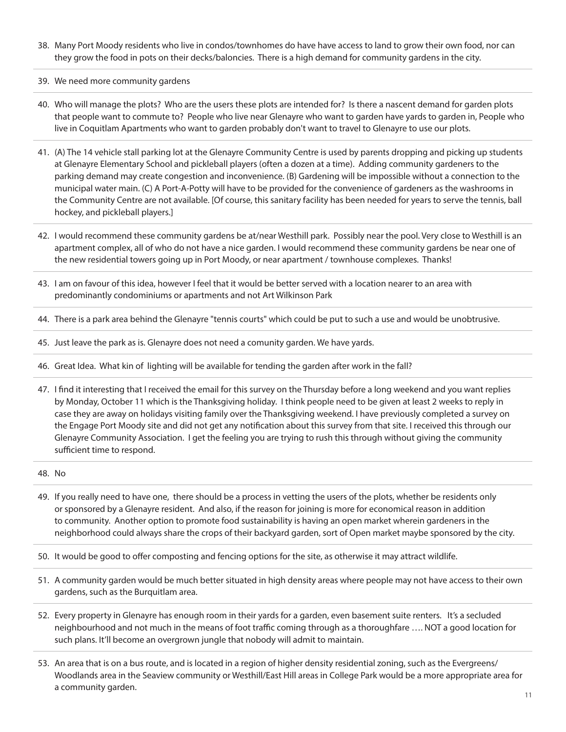38. Many Port Moody residents who live in condos/townhomes do have have access to land to grow their own food, nor can they grow the food in pots on their decks/baloncies. There is a high demand for community gardens in the city.

39. We need more community gardens

40. Who will manage the plots? Who are the users these plots are intended for? Is there a nascent demand for garden plots that people want to commute to? People who live near Glenayre who want to garden have yards to garden in, People who live in Coquitlam Apartments who want to garden probably don't want to travel to Glenayre to use our plots.

41. (A) The 14 vehicle stall parking lot at the Glenayre Community Centre is used by parents dropping and picking up students at Glenayre Elementary School and pickleball players (often a dozen at a time). Adding community gardeners to the parking demand may create congestion and inconvenience. (B) Gardening will be impossible without a connection to the municipal water main. (C) A Port-A-Potty will have to be provided for the convenience of gardeners as the washrooms in the Community Centre are not available. [Of course, this sanitary facility has been needed for years to serve the tennis, ball hockey, and pickleball players.]

42. I would recommend these community gardens be at/near Westhill park. Possibly near the pool. Very close to Westhill is an apartment complex, all of who do not have a nice garden. I would recommend these community gardens be near one of the new residential towers going up in Port Moody, or near apartment / townhouse complexes. Thanks!

43. I am on favour of this idea, however I feel that it would be better served with a location nearer to an area with predominantly condominiums or apartments and not Art Wilkinson Park

44. There is a park area behind the Glenayre "tennis courts" which could be put to such a use and would be unobtrusive.

45. Just leave the park as is. Glenayre does not need a comunity garden. We have yards.

46. Great Idea. What kin of lighting will be available for tending the garden after work in the fall?

47. I find it interesting that I received the email for this survey on the Thursday before a long weekend and you want replies by Monday, October 11 which is the Thanksgiving holiday. I think people need to be given at least 2 weeks to reply in case they are away on holidays visiting family over the Thanksgiving weekend. I have previously completed a survey on the Engage Port Moody site and did not get any notification about this survey from that site. I received this through our Glenayre Community Association. I get the feeling you are trying to rush this through without giving the community sufficient time to respond.

48. No

49. If you really need to have one, there should be a process in vetting the users of the plots, whether be residents only or sponsored by a Glenayre resident. And also, if the reason for joining is more for economical reason in addition to community. Another option to promote food sustainability is having an open market wherein gardeners in the neighborhood could always share the crops of their backyard garden, sort of Open market maybe sponsored by the city.

50. It would be good to offer composting and fencing options for the site, as otherwise it may attract wildlife.

51. A community garden would be much better situated in high density areas where people may not have access to their own gardens, such as the Burquitlam area.

52. Every property in Glenayre has enough room in their yards for a garden, even basement suite renters. It's a secluded neighbourhood and not much in the means of foot traffic coming through as a thoroughfare …. NOT a good location for such plans. It'll become an overgrown jungle that nobody will admit to maintain.

53. An area that is on a bus route, and is located in a region of higher density residential zoning, such as the Evergreens/ Woodlands area in the Seaview community or Westhill/East Hill areas in College Park would be a more appropriate area for a community garden.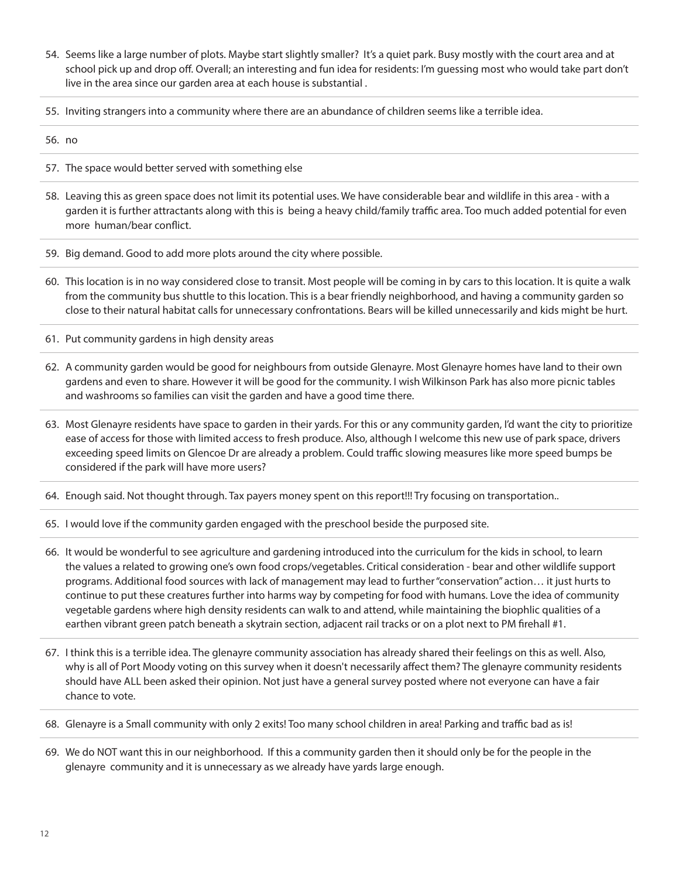54. Seems like a large number of plots. Maybe start slightly smaller? It's a quiet park. Busy mostly with the court area and at school pick up and drop off. Overall; an interesting and fun idea for residents: I'm guessing most who would take part don't live in the area since our garden area at each house is substantial .

55. Inviting strangers into a community where there are an abundance of children seems like a terrible idea.

56. no

57. The space would better served with something else

58. Leaving this as green space does not limit its potential uses. We have considerable bear and wildlife in this area - with a garden it is further attractants along with this is being a heavy child/family traffic area. Too much added potential for even more human/bear conflict.

59. Big demand. Good to add more plots around the city where possible.

60. This location is in no way considered close to transit. Most people will be coming in by cars to this location. It is quite a walk from the community bus shuttle to this location. This is a bear friendly neighborhood, and having a community garden so close to their natural habitat calls for unnecessary confrontations. Bears will be killed unnecessarily and kids might be hurt.

61. Put community gardens in high density areas

62. A community garden would be good for neighbours from outside Glenayre. Most Glenayre homes have land to their own gardens and even to share. However it will be good for the community. I wish Wilkinson Park has also more picnic tables and washrooms so families can visit the garden and have a good time there.

63. Most Glenayre residents have space to garden in their yards. For this or any community garden, I'd want the city to prioritize ease of access for those with limited access to fresh produce. Also, although I welcome this new use of park space, drivers exceeding speed limits on Glencoe Dr are already a problem. Could traffic slowing measures like more speed bumps be considered if the park will have more users?

64. Enough said. Not thought through. Tax payers money spent on this report!!! Try focusing on transportation..

65. I would love if the community garden engaged with the preschool beside the purposed site.

66. It would be wonderful to see agriculture and gardening introduced into the curriculum for the kids in school, to learn the values a related to growing one's own food crops/vegetables. Critical consideration - bear and other wildlife support programs. Additional food sources with lack of management may lead to further "conservation" action… it just hurts to continue to put these creatures further into harms way by competing for food with humans. Love the idea of community vegetable gardens where high density residents can walk to and attend, while maintaining the biophlic qualities of a earthen vibrant green patch beneath a skytrain section, adjacent rail tracks or on a plot next to PM firehall #1.

67. I think this is a terrible idea. The glenayre community association has already shared their feelings on this as well. Also, why is all of Port Moody voting on this survey when it doesn't necessarily affect them? The glenayre community residents should have ALL been asked their opinion. Not just have a general survey posted where not everyone can have a fair chance to vote.

68. Glenayre is a Small community with only 2 exits! Too many school children in area! Parking and traffic bad as is!

69. We do NOT want this in our neighborhood. If this a community garden then it should only be for the people in the glenayre community and it is unnecessary as we already have yards large enough.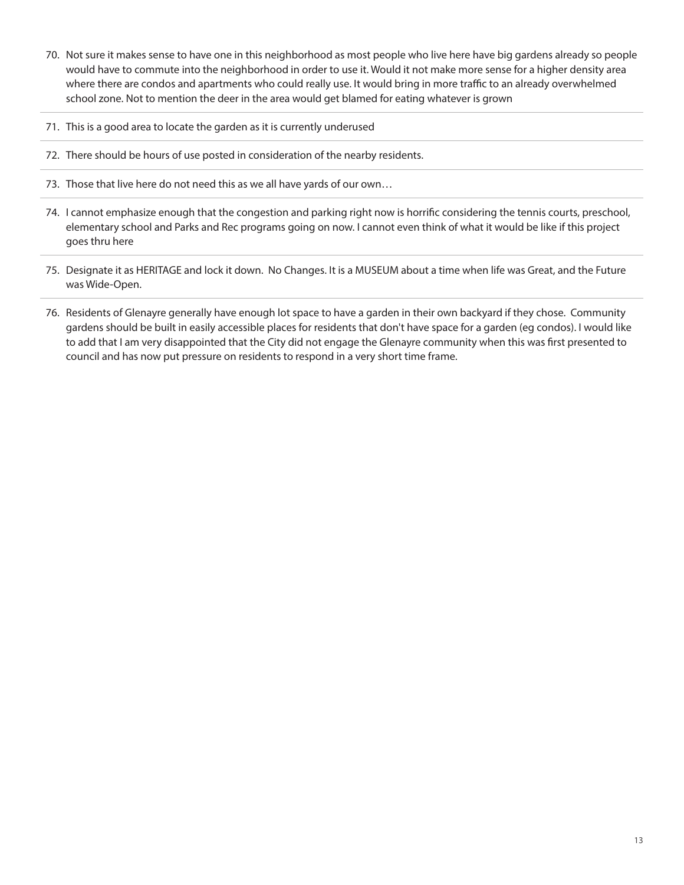70. Not sure it makes sense to have one in this neighborhood as most people who live here have big gardens already so people would have to commute into the neighborhood in order to use it. Would it not make more sense for a higher density area where there are condos and apartments who could really use. It would bring in more traffic to an already overwhelmed school zone. Not to mention the deer in the area would get blamed for eating whatever is grown

71. This is a good area to locate the garden as it is currently underused

72. There should be hours of use posted in consideration of the nearby residents.

73. Those that live here do not need this as we all have yards of our own…

74. I cannot emphasize enough that the congestion and parking right now is horrific considering the tennis courts, preschool, elementary school and Parks and Rec programs going on now. I cannot even think of what it would be like if this project goes thru here

75. Designate it as HERITAGE and lock it down. No Changes. It is a MUSEUM about a time when life was Great, and the Future was Wide-Open.

76. Residents of Glenayre generally have enough lot space to have a garden in their own backyard if they chose. Community gardens should be built in easily accessible places for residents that don't have space for a garden (eg condos). I would like to add that I am very disappointed that the City did not engage the Glenayre community when this was first presented to council and has now put pressure on residents to respond in a very short time frame.